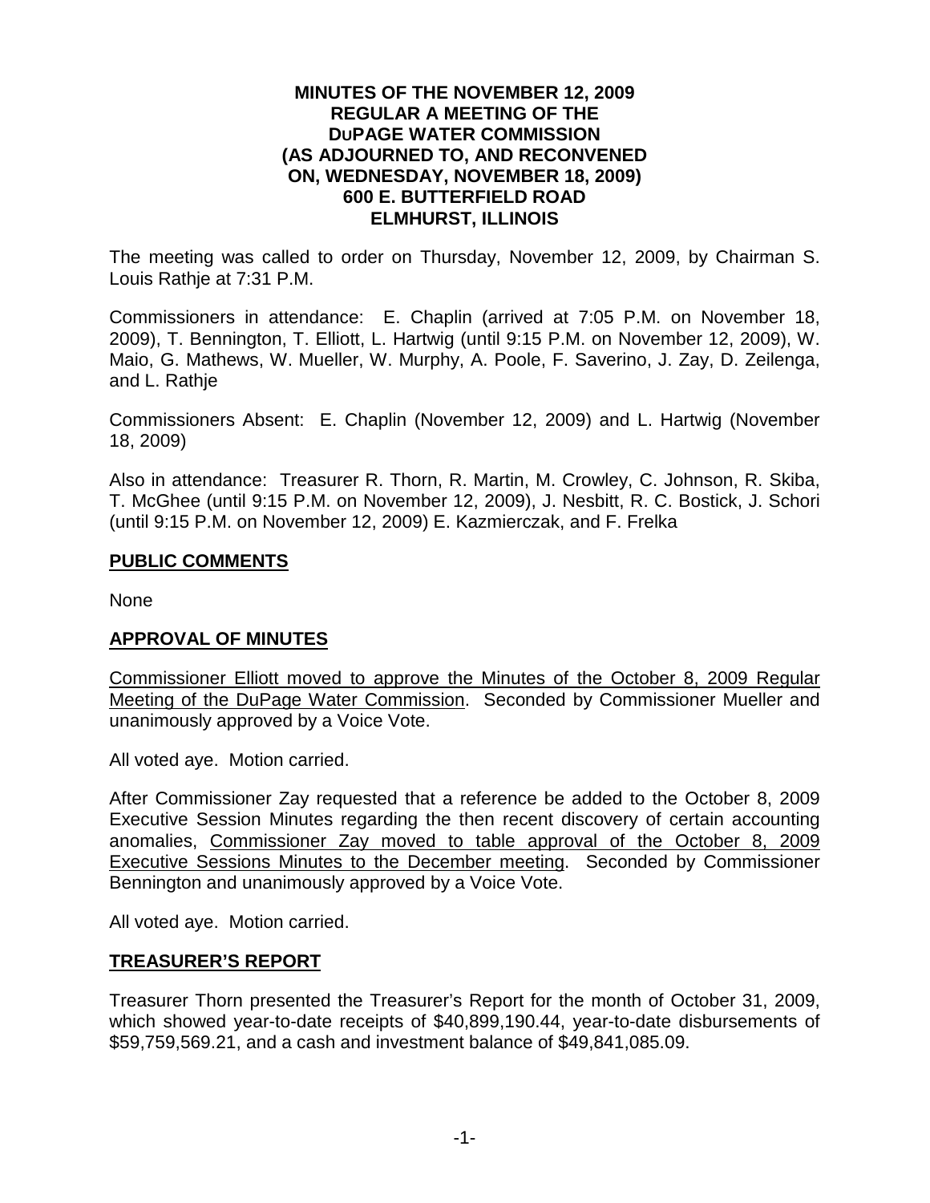**MINUTES OF THE NOVEMBER 12, 2009
REGULAR A MEETING OF THE
DUPAGE WATER COMMISSION
(AS ADJOURNED TO, AND RECONVENED
ON, WEDNESDAY, NOVEMBER 18, 2009)
600 E. BUTTERFIELD ROAD
ELMHURST, ILLINOIS**

The meeting was called to order on Thursday, November 12, 2009, by Chairman S. Louis Rathje at 7:31 P.M.

Commissioners in attendance: E. Chaplin (arrived at 7:05 P.M. on November 18, 2009), T. Bennington, T. Elliott, L. Hartwig (until 9:15 P.M. on November 12, 2009), W. Maio, G. Mathews, W. Mueller, W. Murphy, A. Poole, F. Saverino, J. Zay, D. Zeilenga, and L. Rathje

Commissioners Absent: E. Chaplin (November 12, 2009) and L. Hartwig (November 18, 2009)

Also in attendance: Treasurer R. Thorn, R. Martin, M. Crowley, C. Johnson, R. Skiba, T. McGhee (until 9:15 P.M. on November 12, 2009), J. Nesbitt, R. C. Bostick, J. Schori (until 9:15 P.M. on November 12, 2009) E. Kazmierczak, and F. Frelka

## PUBLIC COMMENTS

None

## APPROVAL OF MINUTES

Commissioner Elliott moved to approve the Minutes of the October 8, 2009 Regular Meeting of the DuPage Water Commission. Seconded by Commissioner Mueller and unanimously approved by a Voice Vote.

All voted aye. Motion carried.

After Commissioner Zay requested that a reference be added to the October 8, 2009 Executive Session Minutes regarding the then recent discovery of certain accounting anomalies, Commissioner Zay moved to table approval of the October 8, 2009 Executive Sessions Minutes to the December meeting. Seconded by Commissioner Bennington and unanimously approved by a Voice Vote.

All voted aye. Motion carried.

## TREASURER'S REPORT

Treasurer Thorn presented the Treasurer's Report for the month of October 31, 2009, which showed year-to-date receipts of $40,899,190.44, year-to-date disbursements of $59,759,569.21, and a cash and investment balance of $49,841,085.09.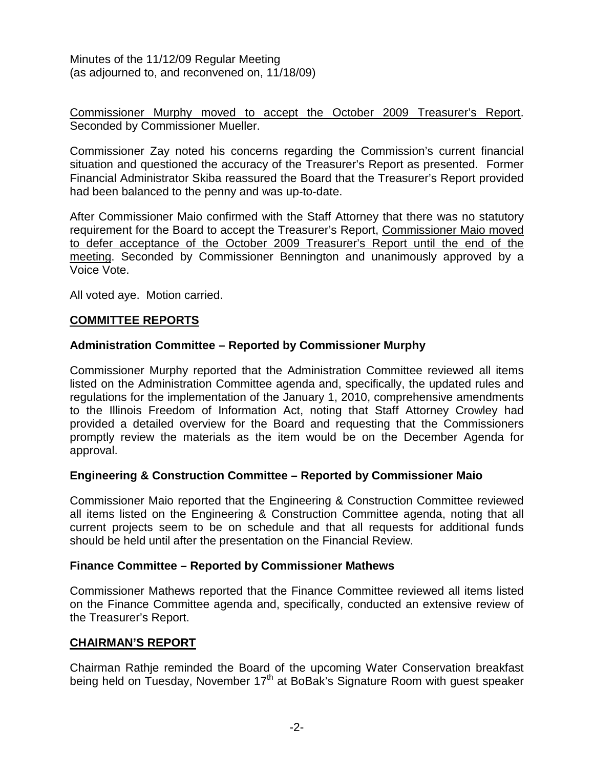Minutes of the 11/12/09 Regular Meeting
(as adjourned to, and reconvened on, 11/18/09)

Commissioner Murphy moved to accept the October 2009 Treasurer's Report. Seconded by Commissioner Mueller.

Commissioner Zay noted his concerns regarding the Commission's current financial situation and questioned the accuracy of the Treasurer's Report as presented. Former Financial Administrator Skiba reassured the Board that the Treasurer's Report provided had been balanced to the penny and was up-to-date.

After Commissioner Maio confirmed with the Staff Attorney that there was no statutory requirement for the Board to accept the Treasurer's Report, Commissioner Maio moved to defer acceptance of the October 2009 Treasurer's Report until the end of the meeting. Seconded by Commissioner Bennington and unanimously approved by a Voice Vote.

All voted aye. Motion carried.

## COMMITTEE REPORTS

### Administration Committee – Reported by Commissioner Murphy

Commissioner Murphy reported that the Administration Committee reviewed all items listed on the Administration Committee agenda and, specifically, the updated rules and regulations for the implementation of the January 1, 2010, comprehensive amendments to the Illinois Freedom of Information Act, noting that Staff Attorney Crowley had provided a detailed overview for the Board and requesting that the Commissioners promptly review the materials as the item would be on the December Agenda for approval.

### Engineering & Construction Committee – Reported by Commissioner Maio

Commissioner Maio reported that the Engineering & Construction Committee reviewed all items listed on the Engineering & Construction Committee agenda, noting that all current projects seem to be on schedule and that all requests for additional funds should be held until after the presentation on the Financial Review.

### Finance Committee – Reported by Commissioner Mathews

Commissioner Mathews reported that the Finance Committee reviewed all items listed on the Finance Committee agenda and, specifically, conducted an extensive review of the Treasurer's Report.

## CHAIRMAN'S REPORT

Chairman Rathje reminded the Board of the upcoming Water Conservation breakfast being held on Tuesday, November 17th at BoBak's Signature Room with guest speaker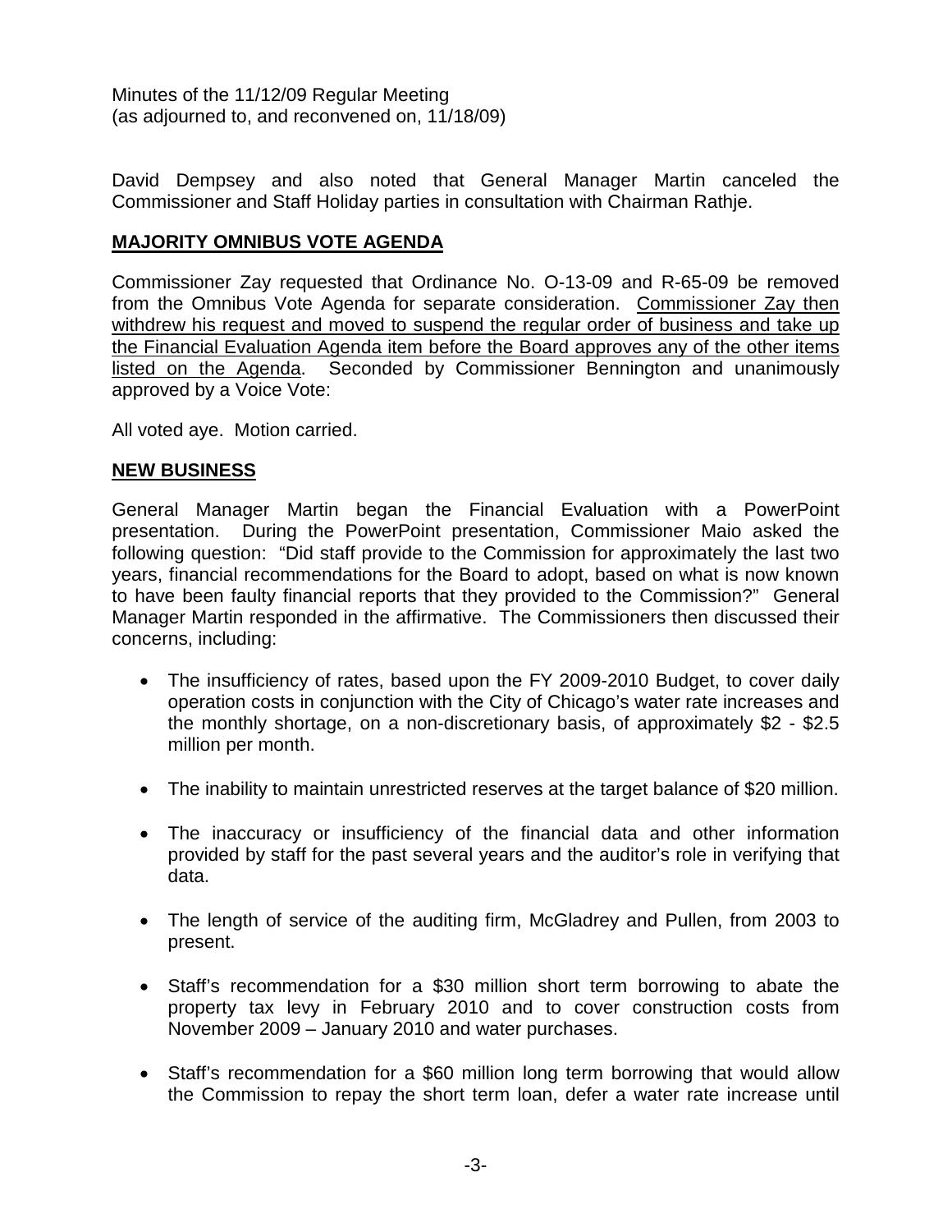David Dempsey and also noted that General Manager Martin canceled the Commissioner and Staff Holiday parties in consultation with Chairman Rathje.

**MAJORITY OMNIBUS VOTE AGENDA**

Commissioner Zay requested that Ordinance No. O-13-09 and R-65-09 be removed from the Omnibus Vote Agenda for separate consideration. <u>Commissioner Zay then withdrew his request and moved to suspend the regular order of business and take up the Financial Evaluation Agenda item before the Board approves any of the other items listed on the Agenda</u>. Seconded by Commissioner Bennington and unanimously approved by a Voice Vote:

All voted aye. Motion carried.

**NEW BUSINESS**

General Manager Martin began the Financial Evaluation with a PowerPoint presentation. During the PowerPoint presentation, Commissioner Maio asked the following question: "Did staff provide to the Commission for approximately the last two years, financial recommendations for the Board to adopt, based on what is now known to have been faulty financial reports that they provided to the Commission?" General Manager Martin responded in the affirmative. The Commissioners then discussed their concerns, including:

- The insufficiency of rates, based upon the FY 2009-2010 Budget, to cover daily operation costs in conjunction with the City of Chicago's water rate increases and the monthly shortage, on a non-discretionary basis, of approximately $2 - $2.5 million per month.
- The inability to maintain unrestricted reserves at the target balance of $20 million.
- The inaccuracy or insufficiency of the financial data and other information provided by staff for the past several years and the auditor's role in verifying that data.
- The length of service of the auditing firm, McGladrey and Pullen, from 2003 to present.
- Staff's recommendation for a $30 million short term borrowing to abate the property tax levy in February 2010 and to cover construction costs from November 2009 – January 2010 and water purchases.
- Staff's recommendation for a $60 million long term borrowing that would allow the Commission to repay the short term loan, defer a water rate increase until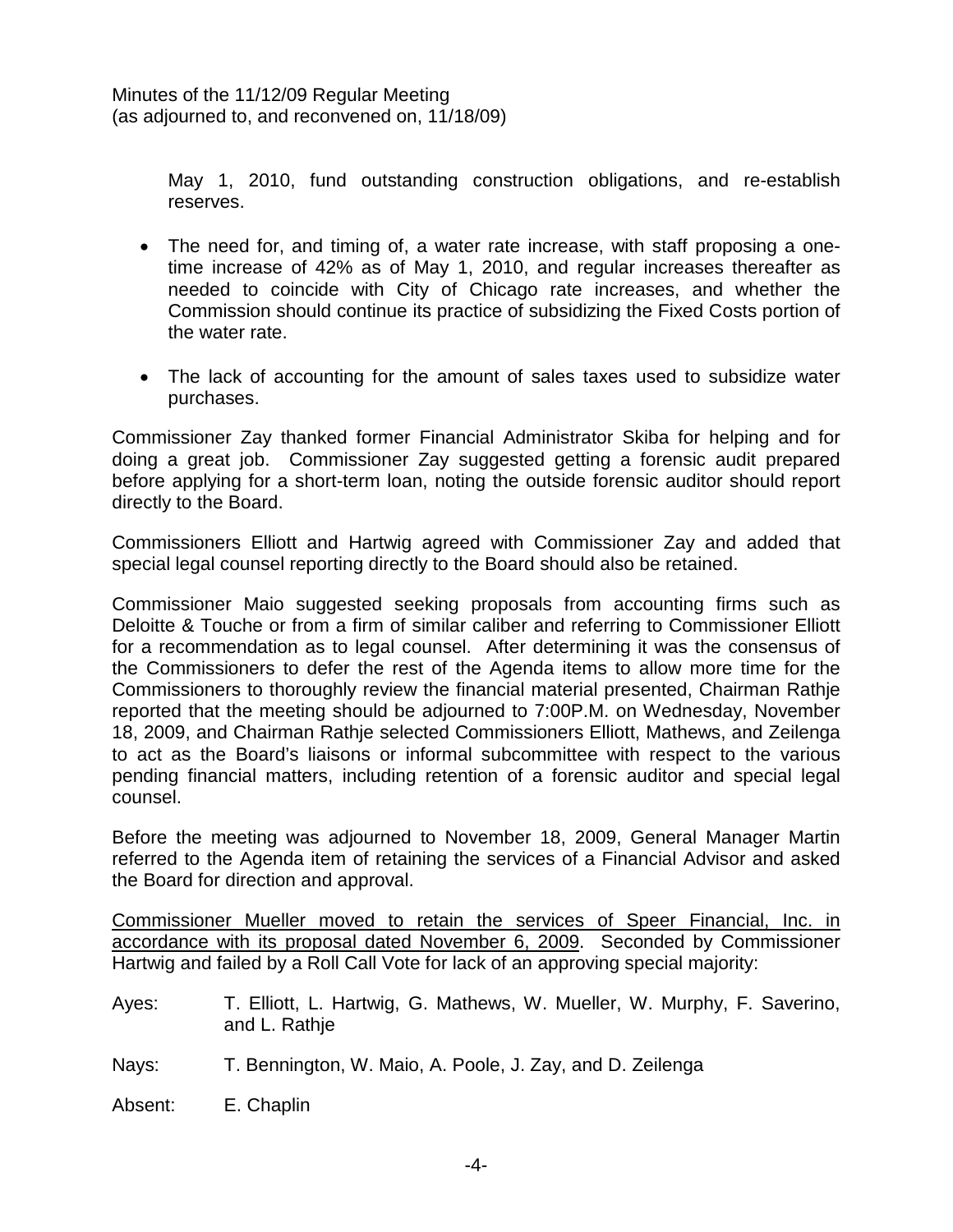May 1, 2010, fund outstanding construction obligations, and re-establish reserves.

- The need for, and timing of, a water rate increase, with staff proposing a one-time increase of 42% as of May 1, 2010, and regular increases thereafter as needed to coincide with City of Chicago rate increases, and whether the Commission should continue its practice of subsidizing the Fixed Costs portion of the water rate.

- The lack of accounting for the amount of sales taxes used to subsidize water purchases.

Commissioner Zay thanked former Financial Administrator Skiba for helping and for doing a great job. Commissioner Zay suggested getting a forensic audit prepared before applying for a short-term loan, noting the outside forensic auditor should report directly to the Board.

Commissioners Elliott and Hartwig agreed with Commissioner Zay and added that special legal counsel reporting directly to the Board should also be retained.

Commissioner Maio suggested seeking proposals from accounting firms such as Deloitte & Touche or from a firm of similar caliber and referring to Commissioner Elliott for a recommendation as to legal counsel. After determining it was the consensus of the Commissioners to defer the rest of the Agenda items to allow more time for the Commissioners to thoroughly review the financial material presented, Chairman Rathje reported that the meeting should be adjourned to 7:00P.M. on Wednesday, November 18, 2009, and Chairman Rathje selected Commissioners Elliott, Mathews, and Zeilenga to act as the Board's liaisons or informal subcommittee with respect to the various pending financial matters, including retention of a forensic auditor and special legal counsel.

Before the meeting was adjourned to November 18, 2009, General Manager Martin referred to the Agenda item of retaining the services of a Financial Advisor and asked the Board for direction and approval.

<u>Commissioner Mueller moved to retain the services of Speer Financial, Inc. in accordance with its proposal dated November 6, 2009</u>. Seconded by Commissioner Hartwig and failed by a Roll Call Vote for lack of an approving special majority:

Ayes: T. Elliott, L. Hartwig, G. Mathews, W. Mueller, W. Murphy, F. Saverino, and L. Rathje

Nays: T. Bennington, W. Maio, A. Poole, J. Zay, and D. Zeilenga

Absent: E. Chaplin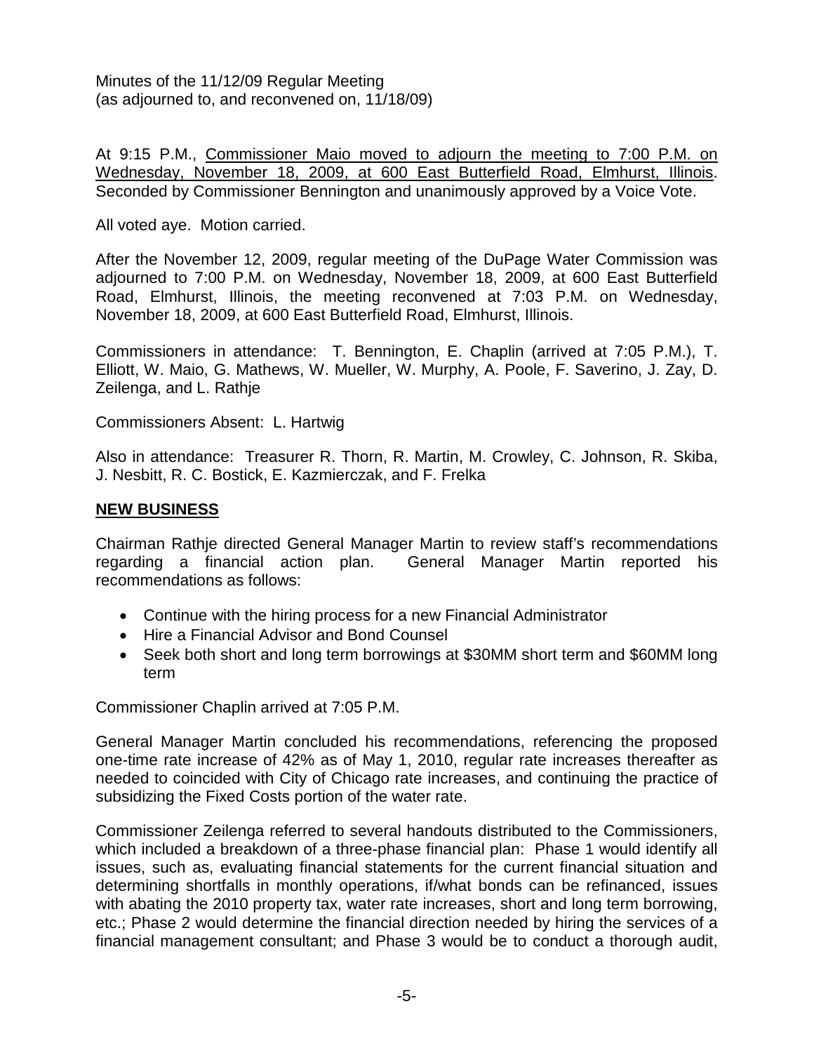Minutes of the 11/12/09 Regular Meeting
(as adjourned to, and reconvened on, 11/18/09)

At 9:15 P.M., Commissioner Maio moved to adjourn the meeting to 7:00 P.M. on Wednesday, November 18, 2009, at 600 East Butterfield Road, Elmhurst, Illinois. Seconded by Commissioner Bennington and unanimously approved by a Voice Vote.

All voted aye. Motion carried.

After the November 12, 2009, regular meeting of the DuPage Water Commission was adjourned to 7:00 P.M. on Wednesday, November 18, 2009, at 600 East Butterfield Road, Elmhurst, Illinois, the meeting reconvened at 7:03 P.M. on Wednesday, November 18, 2009, at 600 East Butterfield Road, Elmhurst, Illinois.

Commissioners in attendance: T. Bennington, E. Chaplin (arrived at 7:05 P.M.), T. Elliott, W. Maio, G. Mathews, W. Mueller, W. Murphy, A. Poole, F. Saverino, J. Zay, D. Zeilenga, and L. Rathje

Commissioners Absent: L. Hartwig

Also in attendance: Treasurer R. Thorn, R. Martin, M. Crowley, C. Johnson, R. Skiba, J. Nesbitt, R. C. Bostick, E. Kazmierczak, and F. Frelka

## NEW BUSINESS

Chairman Rathje directed General Manager Martin to review staff's recommendations regarding a financial action plan. General Manager Martin reported his recommendations as follows:

- Continue with the hiring process for a new Financial Administrator
- Hire a Financial Advisor and Bond Counsel
- Seek both short and long term borrowings at $30MM short term and $60MM long term

Commissioner Chaplin arrived at 7:05 P.M.

General Manager Martin concluded his recommendations, referencing the proposed one-time rate increase of 42% as of May 1, 2010, regular rate increases thereafter as needed to coincided with City of Chicago rate increases, and continuing the practice of subsidizing the Fixed Costs portion of the water rate.

Commissioner Zeilenga referred to several handouts distributed to the Commissioners, which included a breakdown of a three-phase financial plan: Phase 1 would identify all issues, such as, evaluating financial statements for the current financial situation and determining shortfalls in monthly operations, if/what bonds can be refinanced, issues with abating the 2010 property tax, water rate increases, short and long term borrowing, etc.; Phase 2 would determine the financial direction needed by hiring the services of a financial management consultant; and Phase 3 would be to conduct a thorough audit,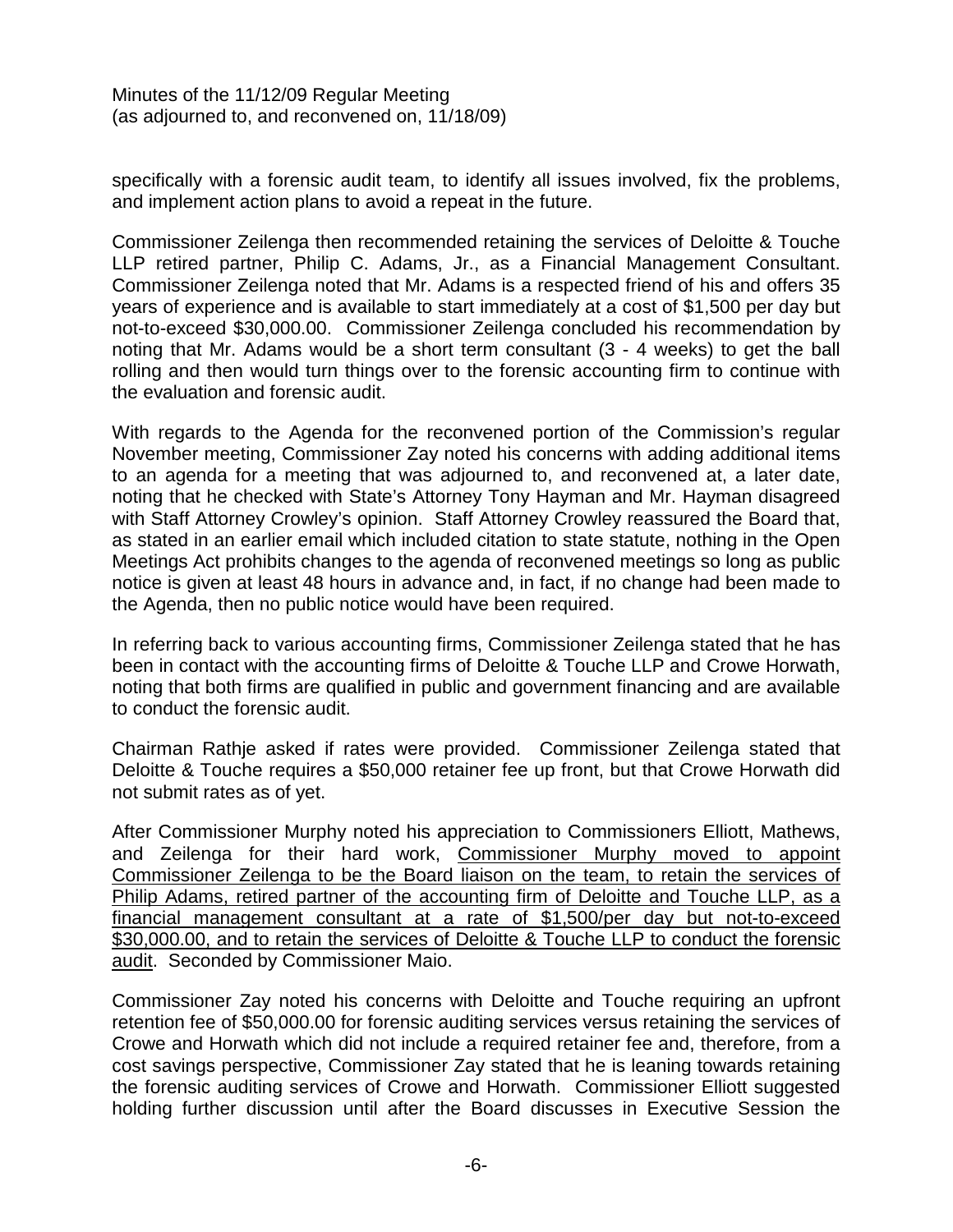specifically with a forensic audit team, to identify all issues involved, fix the problems, and implement action plans to avoid a repeat in the future.

Commissioner Zeilenga then recommended retaining the services of Deloitte & Touche LLP retired partner, Philip C. Adams, Jr., as a Financial Management Consultant. Commissioner Zeilenga noted that Mr. Adams is a respected friend of his and offers 35 years of experience and is available to start immediately at a cost of $1,500 per day but not-to-exceed $30,000.00. Commissioner Zeilenga concluded his recommendation by noting that Mr. Adams would be a short term consultant (3 - 4 weeks) to get the ball rolling and then would turn things over to the forensic accounting firm to continue with the evaluation and forensic audit.

With regards to the Agenda for the reconvened portion of the Commission's regular November meeting, Commissioner Zay noted his concerns with adding additional items to an agenda for a meeting that was adjourned to, and reconvened at, a later date, noting that he checked with State's Attorney Tony Hayman and Mr. Hayman disagreed with Staff Attorney Crowley's opinion. Staff Attorney Crowley reassured the Board that, as stated in an earlier email which included citation to state statute, nothing in the Open Meetings Act prohibits changes to the agenda of reconvened meetings so long as public notice is given at least 48 hours in advance and, in fact, if no change had been made to the Agenda, then no public notice would have been required.

In referring back to various accounting firms, Commissioner Zeilenga stated that he has been in contact with the accounting firms of Deloitte & Touche LLP and Crowe Horwath, noting that both firms are qualified in public and government financing and are available to conduct the forensic audit.

Chairman Rathje asked if rates were provided. Commissioner Zeilenga stated that Deloitte & Touche requires a $50,000 retainer fee up front, but that Crowe Horwath did not submit rates as of yet.

After Commissioner Murphy noted his appreciation to Commissioners Elliott, Mathews, and Zeilenga for their hard work, Commissioner Murphy moved to appoint Commissioner Zeilenga to be the Board liaison on the team, to retain the services of Philip Adams, retired partner of the accounting firm of Deloitte and Touche LLP, as a financial management consultant at a rate of $1,500/per day but not-to-exceed $30,000.00, and to retain the services of Deloitte & Touche LLP to conduct the forensic audit. Seconded by Commissioner Maio.

Commissioner Zay noted his concerns with Deloitte and Touche requiring an upfront retention fee of $50,000.00 for forensic auditing services versus retaining the services of Crowe and Horwath which did not include a required retainer fee and, therefore, from a cost savings perspective, Commissioner Zay stated that he is leaning towards retaining the forensic auditing services of Crowe and Horwath. Commissioner Elliott suggested holding further discussion until after the Board discusses in Executive Session the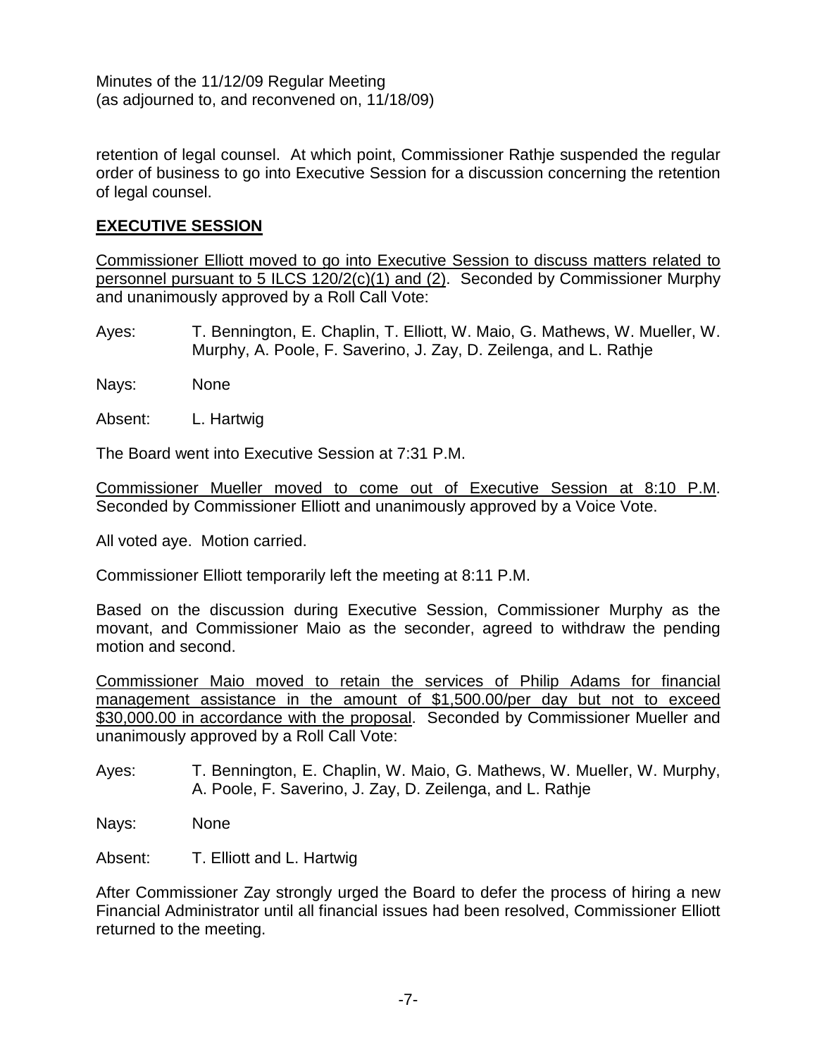retention of legal counsel. At which point, Commissioner Rathje suspended the regular order of business to go into Executive Session for a discussion concerning the retention of legal counsel.

## EXECUTIVE SESSION

Commissioner Elliott moved to go into Executive Session to discuss matters related to personnel pursuant to 5 ILCS 120/2(c)(1) and (2). Seconded by Commissioner Murphy and unanimously approved by a Roll Call Vote:

Ayes: T. Bennington, E. Chaplin, T. Elliott, W. Maio, G. Mathews, W. Mueller, W. Murphy, A. Poole, F. Saverino, J. Zay, D. Zeilenga, and L. Rathje

Nays: None

Absent: L. Hartwig

The Board went into Executive Session at 7:31 P.M.

Commissioner Mueller moved to come out of Executive Session at 8:10 P.M. Seconded by Commissioner Elliott and unanimously approved by a Voice Vote.

All voted aye. Motion carried.

Commissioner Elliott temporarily left the meeting at 8:11 P.M.

Based on the discussion during Executive Session, Commissioner Murphy as the movant, and Commissioner Maio as the seconder, agreed to withdraw the pending motion and second.

Commissioner Maio moved to retain the services of Philip Adams for financial management assistance in the amount of $1,500.00/per day but not to exceed $30,000.00 in accordance with the proposal. Seconded by Commissioner Mueller and unanimously approved by a Roll Call Vote:

Ayes: T. Bennington, E. Chaplin, W. Maio, G. Mathews, W. Mueller, W. Murphy, A. Poole, F. Saverino, J. Zay, D. Zeilenga, and L. Rathje

Nays: None

Absent: T. Elliott and L. Hartwig

After Commissioner Zay strongly urged the Board to defer the process of hiring a new Financial Administrator until all financial issues had been resolved, Commissioner Elliott returned to the meeting.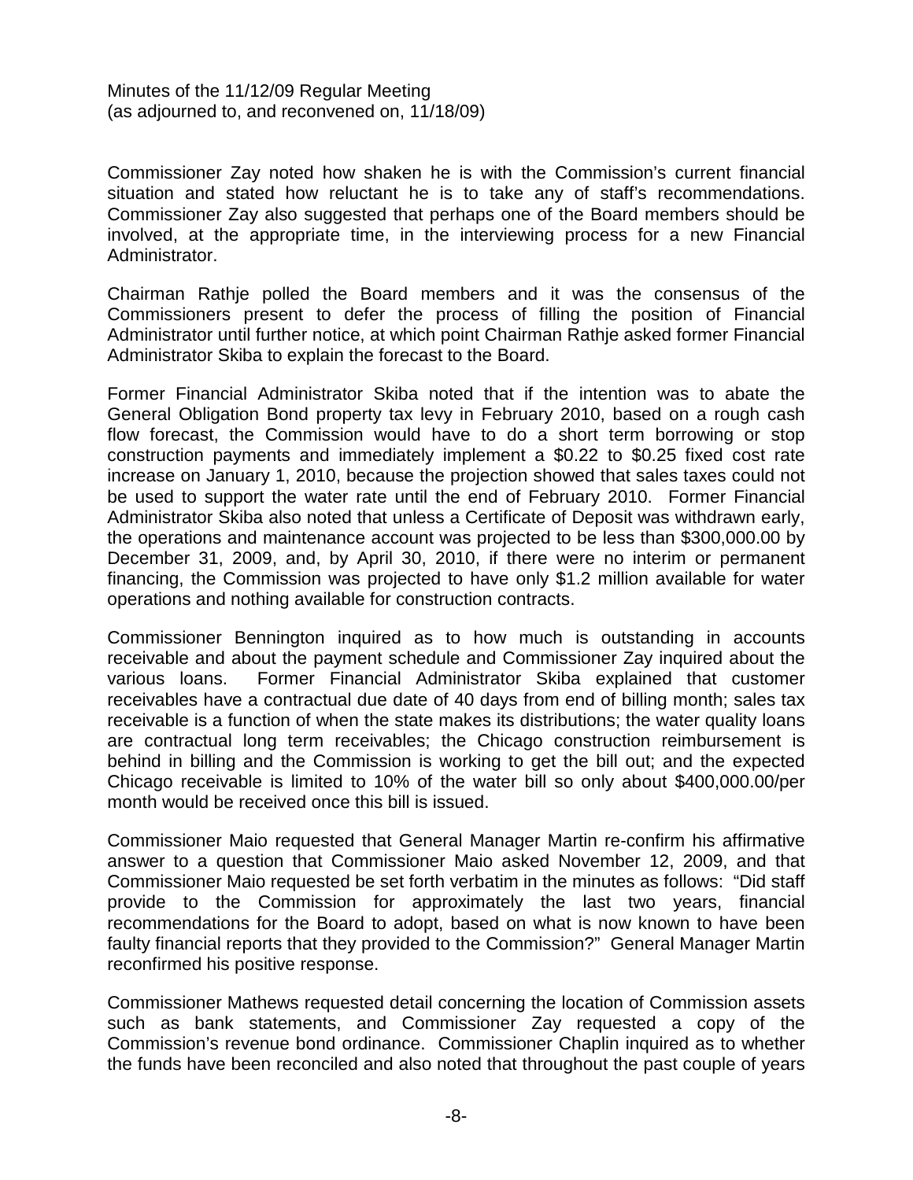Commissioner Zay noted how shaken he is with the Commission's current financial situation and stated how reluctant he is to take any of staff's recommendations. Commissioner Zay also suggested that perhaps one of the Board members should be involved, at the appropriate time, in the interviewing process for a new Financial Administrator.

Chairman Rathje polled the Board members and it was the consensus of the Commissioners present to defer the process of filling the position of Financial Administrator until further notice, at which point Chairman Rathje asked former Financial Administrator Skiba to explain the forecast to the Board.

Former Financial Administrator Skiba noted that if the intention was to abate the General Obligation Bond property tax levy in February 2010, based on a rough cash flow forecast, the Commission would have to do a short term borrowing or stop construction payments and immediately implement a $0.22 to $0.25 fixed cost rate increase on January 1, 2010, because the projection showed that sales taxes could not be used to support the water rate until the end of February 2010. Former Financial Administrator Skiba also noted that unless a Certificate of Deposit was withdrawn early, the operations and maintenance account was projected to be less than $300,000.00 by December 31, 2009, and, by April 30, 2010, if there were no interim or permanent financing, the Commission was projected to have only $1.2 million available for water operations and nothing available for construction contracts.

Commissioner Bennington inquired as to how much is outstanding in accounts receivable and about the payment schedule and Commissioner Zay inquired about the various loans. Former Financial Administrator Skiba explained that customer receivables have a contractual due date of 40 days from end of billing month; sales tax receivable is a function of when the state makes its distributions; the water quality loans are contractual long term receivables; the Chicago construction reimbursement is behind in billing and the Commission is working to get the bill out; and the expected Chicago receivable is limited to 10% of the water bill so only about $400,000.00/per month would be received once this bill is issued.

Commissioner Maio requested that General Manager Martin re-confirm his affirmative answer to a question that Commissioner Maio asked November 12, 2009, and that Commissioner Maio requested be set forth verbatim in the minutes as follows: "Did staff provide to the Commission for approximately the last two years, financial recommendations for the Board to adopt, based on what is now known to have been faulty financial reports that they provided to the Commission?" General Manager Martin reconfirmed his positive response.

Commissioner Mathews requested detail concerning the location of Commission assets such as bank statements, and Commissioner Zay requested a copy of the Commission's revenue bond ordinance. Commissioner Chaplin inquired as to whether the funds have been reconciled and also noted that throughout the past couple of years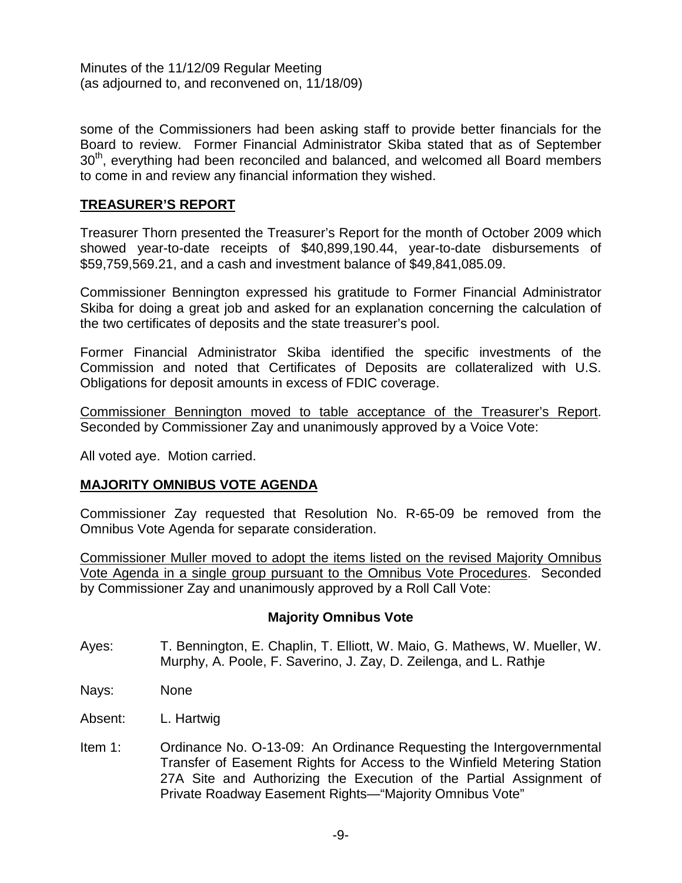some of the Commissioners had been asking staff to provide better financials for the Board to review. Former Financial Administrator Skiba stated that as of September 30th, everything had been reconciled and balanced, and welcomed all Board members to come in and review any financial information they wished.

## TREASURER'S REPORT

Treasurer Thorn presented the Treasurer's Report for the month of October 2009 which showed year-to-date receipts of $40,899,190.44, year-to-date disbursements of $59,759,569.21, and a cash and investment balance of $49,841,085.09.

Commissioner Bennington expressed his gratitude to Former Financial Administrator Skiba for doing a great job and asked for an explanation concerning the calculation of the two certificates of deposits and the state treasurer's pool.

Former Financial Administrator Skiba identified the specific investments of the Commission and noted that Certificates of Deposits are collateralized with U.S. Obligations for deposit amounts in excess of FDIC coverage.

<u>Commissioner Bennington moved to table acceptance of the Treasurer's Report</u>. Seconded by Commissioner Zay and unanimously approved by a Voice Vote:

All voted aye. Motion carried.

## MAJORITY OMNIBUS VOTE AGENDA

Commissioner Zay requested that Resolution No. R-65-09 be removed from the Omnibus Vote Agenda for separate consideration.

<u>Commissioner Muller moved to adopt the items listed on the revised Majority Omnibus Vote Agenda in a single group pursuant to the Omnibus Vote Procedures</u>. Seconded by Commissioner Zay and unanimously approved by a Roll Call Vote:

**Majority Omnibus Vote**

Ayes: T. Bennington, E. Chaplin, T. Elliott, W. Maio, G. Mathews, W. Mueller, W. Murphy, A. Poole, F. Saverino, J. Zay, D. Zeilenga, and L. Rathje

Nays: None

Absent: L. Hartwig

Item 1: Ordinance No. O-13-09: An Ordinance Requesting the Intergovernmental Transfer of Easement Rights for Access to the Winfield Metering Station 27A Site and Authorizing the Execution of the Partial Assignment of Private Roadway Easement Rights—"Majority Omnibus Vote"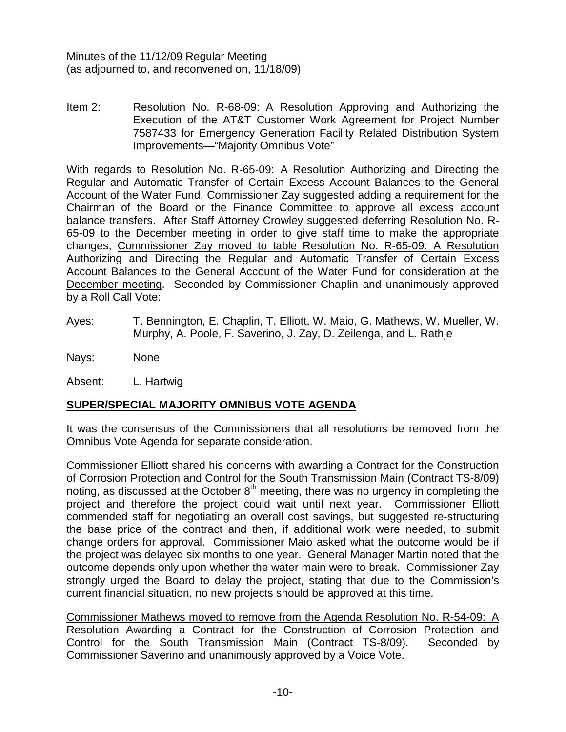Minutes of the 11/12/09 Regular Meeting
(as adjourned to, and reconvened on, 11/18/09)

Item 2: Resolution No. R-68-09: A Resolution Approving and Authorizing the Execution of the AT&T Customer Work Agreement for Project Number 7587433 for Emergency Generation Facility Related Distribution System Improvements—"Majority Omnibus Vote"

With regards to Resolution No. R-65-09: A Resolution Authorizing and Directing the Regular and Automatic Transfer of Certain Excess Account Balances to the General Account of the Water Fund, Commissioner Zay suggested adding a requirement for the Chairman of the Board or the Finance Committee to approve all excess account balance transfers. After Staff Attorney Crowley suggested deferring Resolution No. R-65-09 to the December meeting in order to give staff time to make the appropriate changes, <u>Commissioner Zay moved to table Resolution No. R-65-09: A Resolution Authorizing and Directing the Regular and Automatic Transfer of Certain Excess Account Balances to the General Account of the Water Fund for consideration at the December meeting</u>. Seconded by Commissioner Chaplin and unanimously approved by a Roll Call Vote:

Ayes: T. Bennington, E. Chaplin, T. Elliott, W. Maio, G. Mathews, W. Mueller, W. Murphy, A. Poole, F. Saverino, J. Zay, D. Zeilenga, and L. Rathje

Nays: None

Absent: L. Hartwig

## <u>SUPER/SPECIAL MAJORITY OMNIBUS VOTE AGENDA</u>

It was the consensus of the Commissioners that all resolutions be removed from the Omnibus Vote Agenda for separate consideration.

Commissioner Elliott shared his concerns with awarding a Contract for the Construction of Corrosion Protection and Control for the South Transmission Main (Contract TS-8/09) noting, as discussed at the October 8th meeting, there was no urgency in completing the project and therefore the project could wait until next year. Commissioner Elliott commended staff for negotiating an overall cost savings, but suggested re-structuring the base price of the contract and then, if additional work were needed, to submit change orders for approval. Commissioner Maio asked what the outcome would be if the project was delayed six months to one year. General Manager Martin noted that the outcome depends only upon whether the water main were to break. Commissioner Zay strongly urged the Board to delay the project, stating that due to the Commission's current financial situation, no new projects should be approved at this time.

<u>Commissioner Mathews moved to remove from the Agenda Resolution No. R-54-09: A Resolution Awarding a Contract for the Construction of Corrosion Protection and Control for the South Transmission Main (Contract TS-8/09)</u>. Seconded by Commissioner Saverino and unanimously approved by a Voice Vote.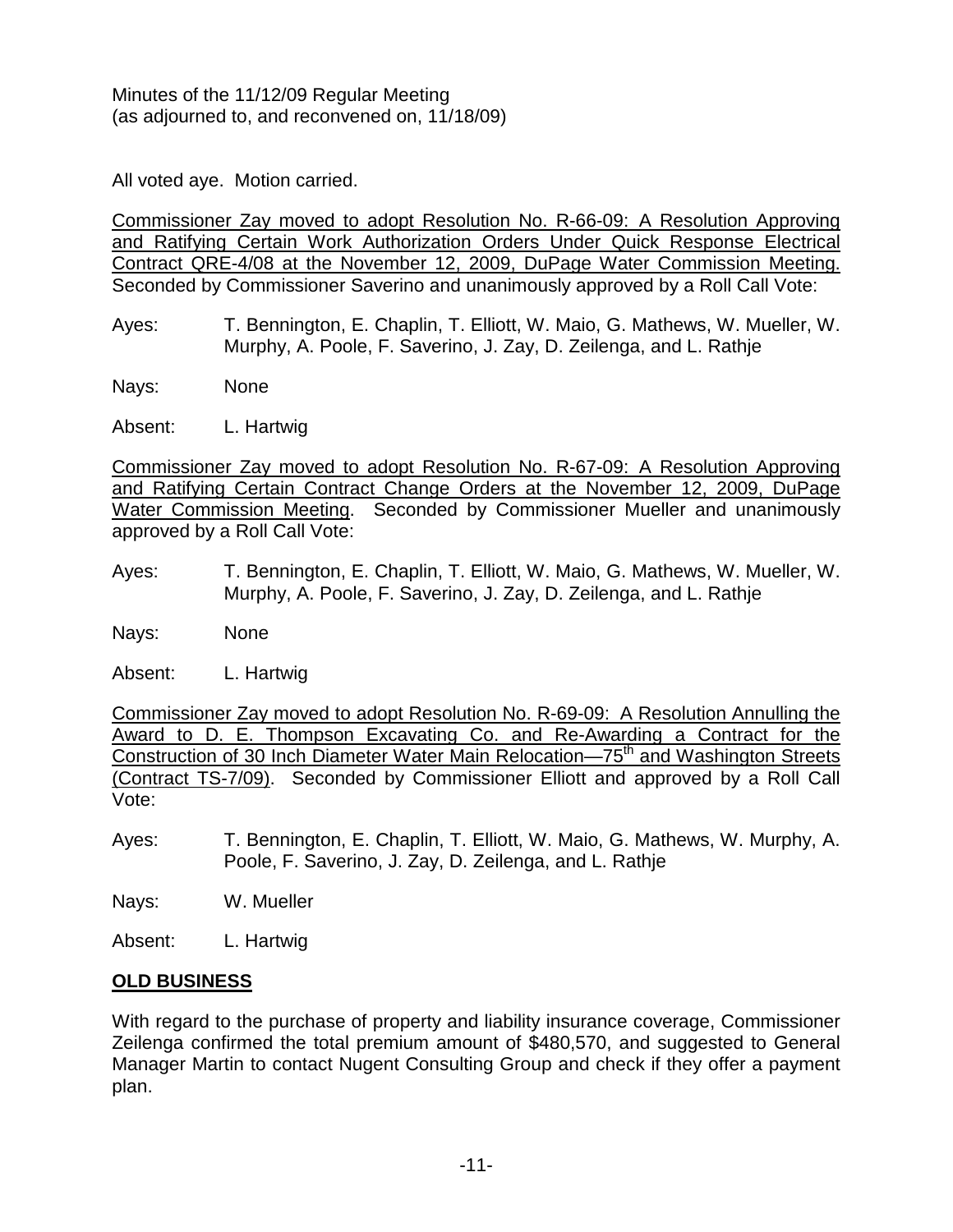Minutes of the 11/12/09 Regular Meeting
(as adjourned to, and reconvened on, 11/18/09)

All voted aye. Motion carried.

Commissioner Zay moved to adopt Resolution No. R-66-09: A Resolution Approving and Ratifying Certain Work Authorization Orders Under Quick Response Electrical Contract QRE-4/08 at the November 12, 2009, DuPage Water Commission Meeting. Seconded by Commissioner Saverino and unanimously approved by a Roll Call Vote:

Ayes: T. Bennington, E. Chaplin, T. Elliott, W. Maio, G. Mathews, W. Mueller, W. Murphy, A. Poole, F. Saverino, J. Zay, D. Zeilenga, and L. Rathje

Nays: None

Absent: L. Hartwig

Commissioner Zay moved to adopt Resolution No. R-67-09: A Resolution Approving and Ratifying Certain Contract Change Orders at the November 12, 2009, DuPage Water Commission Meeting. Seconded by Commissioner Mueller and unanimously approved by a Roll Call Vote:

Ayes: T. Bennington, E. Chaplin, T. Elliott, W. Maio, G. Mathews, W. Mueller, W. Murphy, A. Poole, F. Saverino, J. Zay, D. Zeilenga, and L. Rathje

Nays: None

Absent: L. Hartwig

Commissioner Zay moved to adopt Resolution No. R-69-09: A Resolution Annulling the Award to D. E. Thompson Excavating Co. and Re-Awarding a Contract for the Construction of 30 Inch Diameter Water Main Relocation—75th and Washington Streets (Contract TS-7/09). Seconded by Commissioner Elliott and approved by a Roll Call Vote:

Ayes: T. Bennington, E. Chaplin, T. Elliott, W. Maio, G. Mathews, W. Murphy, A. Poole, F. Saverino, J. Zay, D. Zeilenga, and L. Rathje

Nays: W. Mueller

Absent: L. Hartwig

## OLD BUSINESS

With regard to the purchase of property and liability insurance coverage, Commissioner Zeilenga confirmed the total premium amount of $480,570, and suggested to General Manager Martin to contact Nugent Consulting Group and check if they offer a payment plan.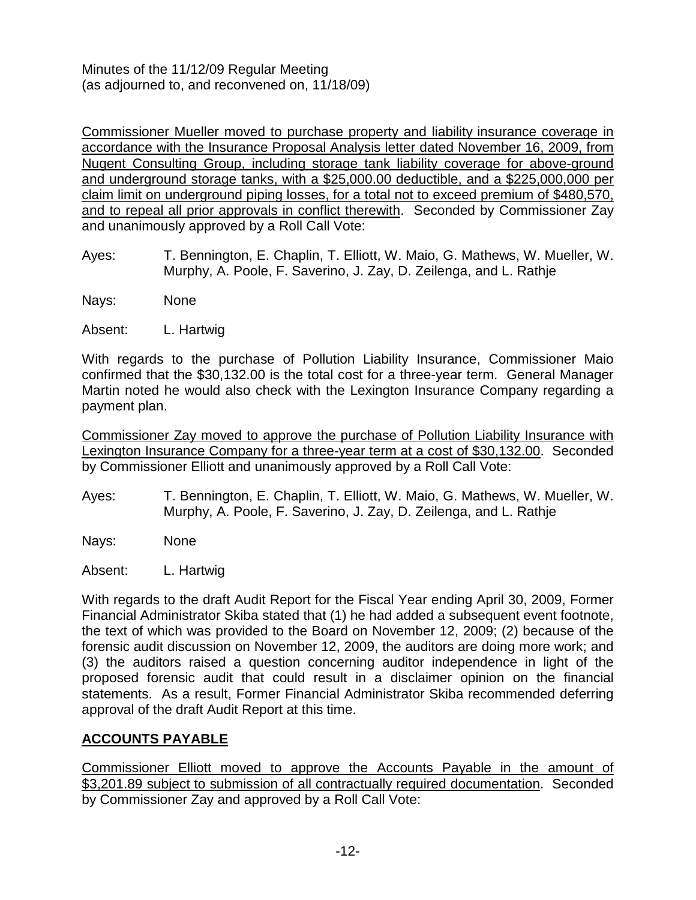Minutes of the 11/12/09 Regular Meeting
(as adjourned to, and reconvened on, 11/18/09)

<u>Commissioner Mueller moved to purchase property and liability insurance coverage in accordance with the Insurance Proposal Analysis letter dated November 16, 2009, from Nugent Consulting Group, including storage tank liability coverage for above-ground and underground storage tanks, with a $25,000.00 deductible, and a $225,000,000 per claim limit on underground piping losses, for a total not to exceed premium of $480,570, and to repeal all prior approvals in conflict therewith</u>. Seconded by Commissioner Zay and unanimously approved by a Roll Call Vote:

Ayes: T. Bennington, E. Chaplin, T. Elliott, W. Maio, G. Mathews, W. Mueller, W. Murphy, A. Poole, F. Saverino, J. Zay, D. Zeilenga, and L. Rathje

Nays: None

Absent: L. Hartwig

With regards to the purchase of Pollution Liability Insurance, Commissioner Maio confirmed that the $30,132.00 is the total cost for a three-year term. General Manager Martin noted he would also check with the Lexington Insurance Company regarding a payment plan.

<u>Commissioner Zay moved to approve the purchase of Pollution Liability Insurance with Lexington Insurance Company for a three-year term at a cost of $30,132.00</u>. Seconded by Commissioner Elliott and unanimously approved by a Roll Call Vote:

Ayes: T. Bennington, E. Chaplin, T. Elliott, W. Maio, G. Mathews, W. Mueller, W. Murphy, A. Poole, F. Saverino, J. Zay, D. Zeilenga, and L. Rathje

Nays: None

Absent: L. Hartwig

With regards to the draft Audit Report for the Fiscal Year ending April 30, 2009, Former Financial Administrator Skiba stated that (1) he had added a subsequent event footnote, the text of which was provided to the Board on November 12, 2009; (2) because of the forensic audit discussion on November 12, 2009, the auditors are doing more work; and (3) the auditors raised a question concerning auditor independence in light of the proposed forensic audit that could result in a disclaimer opinion on the financial statements. As a result, Former Financial Administrator Skiba recommended deferring approval of the draft Audit Report at this time.

## ACCOUNTS PAYABLE

<u>Commissioner Elliott moved to approve the Accounts Payable in the amount of $3,201.89 subject to submission of all contractually required documentation</u>. Seconded by Commissioner Zay and approved by a Roll Call Vote: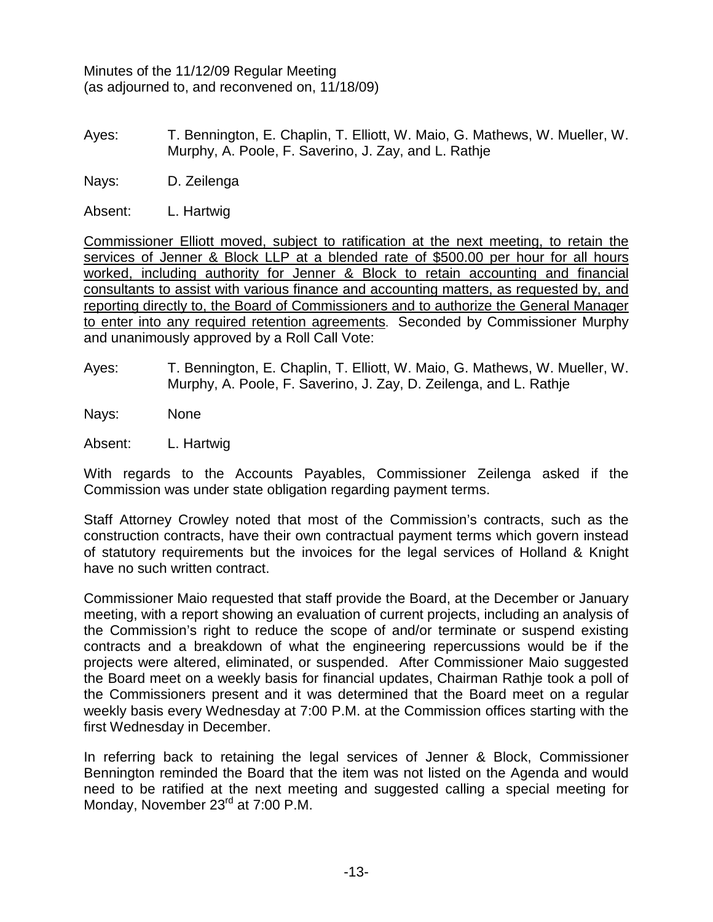Minutes of the 11/12/09 Regular Meeting
(as adjourned to, and reconvened on, 11/18/09)

Ayes: T. Bennington, E. Chaplin, T. Elliott, W. Maio, G. Mathews, W. Mueller, W. Murphy, A. Poole, F. Saverino, J. Zay, and L. Rathje

Nays: D. Zeilenga

Absent: L. Hartwig

<u>Commissioner Elliott moved, subject to ratification at the next meeting, to retain the services of Jenner & Block LLP at a blended rate of $500.00 per hour for all hours worked, including authority for Jenner & Block to retain accounting and financial consultants to assist with various finance and accounting matters, as requested by, and reporting directly to, the Board of Commissioners and to authorize the General Manager to enter into any required retention agreements</u>. Seconded by Commissioner Murphy and unanimously approved by a Roll Call Vote:

Ayes: T. Bennington, E. Chaplin, T. Elliott, W. Maio, G. Mathews, W. Mueller, W. Murphy, A. Poole, F. Saverino, J. Zay, D. Zeilenga, and L. Rathje

Nays: None

Absent: L. Hartwig

With regards to the Accounts Payables, Commissioner Zeilenga asked if the Commission was under state obligation regarding payment terms.

Staff Attorney Crowley noted that most of the Commission's contracts, such as the construction contracts, have their own contractual payment terms which govern instead of statutory requirements but the invoices for the legal services of Holland & Knight have no such written contract.

Commissioner Maio requested that staff provide the Board, at the December or January meeting, with a report showing an evaluation of current projects, including an analysis of the Commission's right to reduce the scope of and/or terminate or suspend existing contracts and a breakdown of what the engineering repercussions would be if the projects were altered, eliminated, or suspended. After Commissioner Maio suggested the Board meet on a weekly basis for financial updates, Chairman Rathje took a poll of the Commissioners present and it was determined that the Board meet on a regular weekly basis every Wednesday at 7:00 P.M. at the Commission offices starting with the first Wednesday in December.

In referring back to retaining the legal services of Jenner & Block, Commissioner Bennington reminded the Board that the item was not listed on the Agenda and would need to be ratified at the next meeting and suggested calling a special meeting for Monday, November 23rd at 7:00 P.M.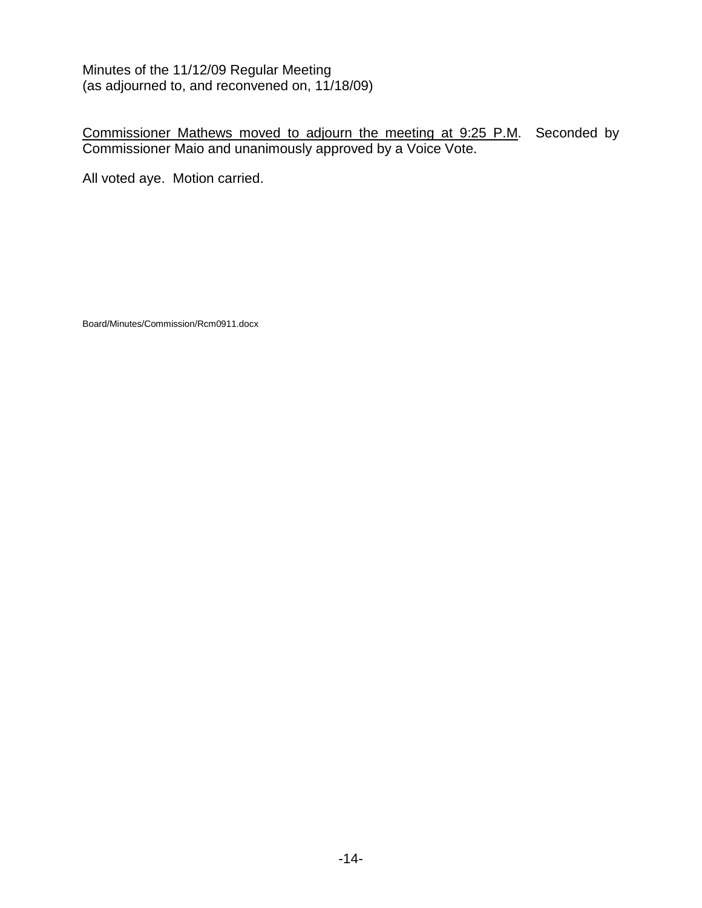Minutes of the 11/12/09 Regular Meeting
(as adjourned to, and reconvened on, 11/18/09)

<u>Commissioner Mathews moved to adjourn the meeting at 9:25 P.M</u>. Seconded by Commissioner Maio and unanimously approved by a Voice Vote.

All voted aye. Motion carried.

Board/Minutes/Commission/Rcm0911.docx